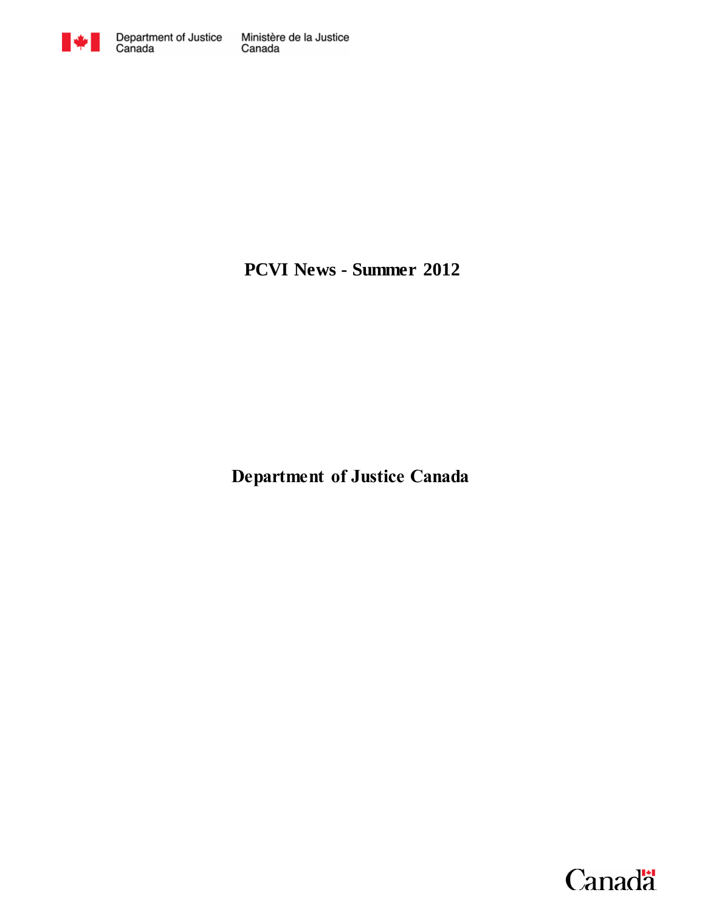Department of Justice Canada | Ministère de la Justice Canada

# PCVI News - Summer 2012

**Department of Justice Canada**

Canada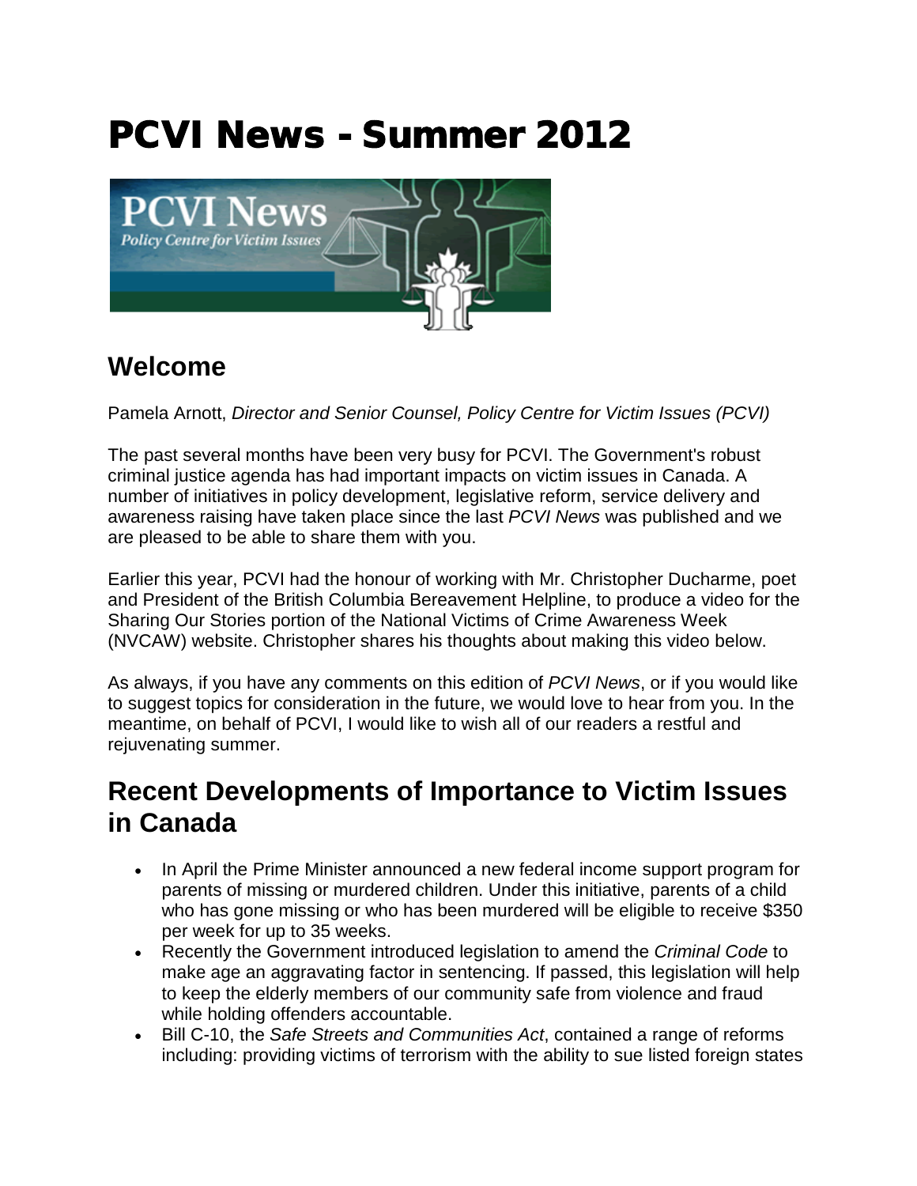# PCVI News - Summer 2012

## Welcome

Pamela Arnott, *Director and Senior Counsel, Policy Centre for Victim Issues (PCVI)*

The past several months have been very busy for PCVI. The Government's robust criminal justice agenda has had important impacts on victim issues in Canada. A number of initiatives in policy development, legislative reform, service delivery and awareness raising have taken place since the last *PCVI News* was published and we are pleased to be able to share them with you.

Earlier this year, PCVI had the honour of working with Mr. Christopher Ducharme, poet and President of the British Columbia Bereavement Helpline, to produce a video for the Sharing Our Stories portion of the National Victims of Crime Awareness Week (NVCAW) website. Christopher shares his thoughts about making this video below.

As always, if you have any comments on this edition of *PCVI News*, or if you would like to suggest topics for consideration in the future, we would love to hear from you. In the meantime, on behalf of PCVI, I would like to wish all of our readers a restful and rejuvenating summer.

## Recent Developments of Importance to Victim Issues in Canada

- In April the Prime Minister announced a new federal income support program for parents of missing or murdered children. Under this initiative, parents of a child who has gone missing or who has been murdered will be eligible to receive $350 per week for up to 35 weeks.
- Recently the Government introduced legislation to amend the *Criminal Code* to make age an aggravating factor in sentencing. If passed, this legislation will help to keep the elderly members of our community safe from violence and fraud while holding offenders accountable.
- Bill C-10, the *Safe Streets and Communities Act*, contained a range of reforms including: providing victims of terrorism with the ability to sue listed foreign states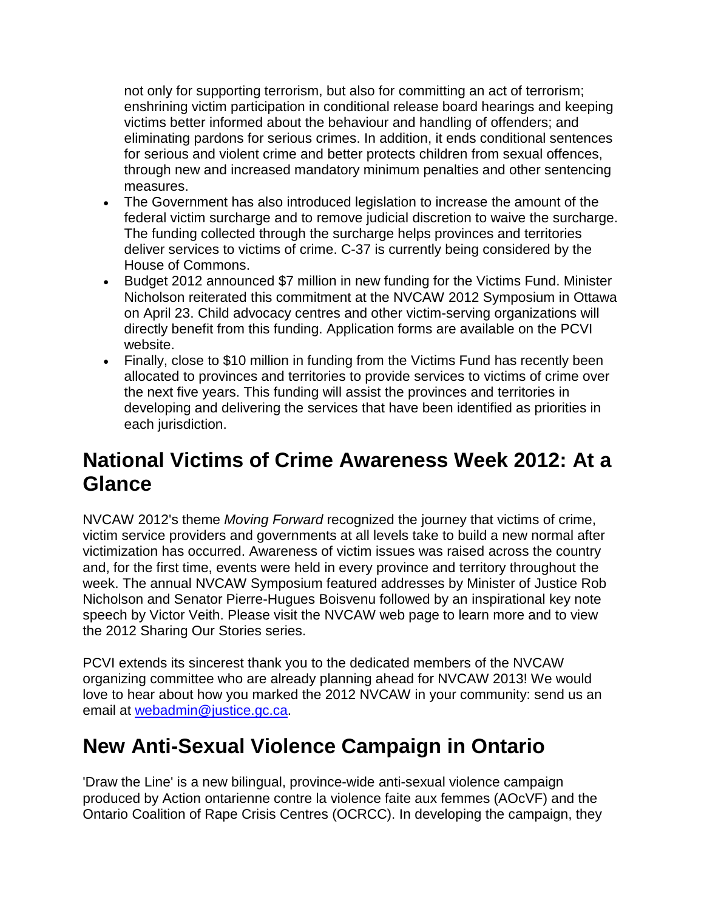not only for supporting terrorism, but also for committing an act of terrorism; enshrining victim participation in conditional release board hearings and keeping victims better informed about the behaviour and handling of offenders; and eliminating pardons for serious crimes. In addition, it ends conditional sentences for serious and violent crime and better protects children from sexual offences, through new and increased mandatory minimum penalties and other sentencing measures.

- The Government has also introduced legislation to increase the amount of the federal victim surcharge and to remove judicial discretion to waive the surcharge. The funding collected through the surcharge helps provinces and territories deliver services to victims of crime. C-37 is currently being considered by the House of Commons.
- Budget 2012 announced $7 million in new funding for the Victims Fund. Minister Nicholson reiterated this commitment at the NVCAW 2012 Symposium in Ottawa on April 23. Child advocacy centres and other victim-serving organizations will directly benefit from this funding. Application forms are available on the PCVI website.
- Finally, close to $10 million in funding from the Victims Fund has recently been allocated to provinces and territories to provide services to victims of crime over the next five years. This funding will assist the provinces and territories in developing and delivering the services that have been identified as priorities in each jurisdiction.

## National Victims of Crime Awareness Week 2012: At a Glance

NVCAW 2012's theme *Moving Forward* recognized the journey that victims of crime, victim service providers and governments at all levels take to build a new normal after victimization has occurred. Awareness of victim issues was raised across the country and, for the first time, events were held in every province and territory throughout the week. The annual NVCAW Symposium featured addresses by Minister of Justice Rob Nicholson and Senator Pierre-Hugues Boisvenu followed by an inspirational key note speech by Victor Veith. Please visit the NVCAW web page to learn more and to view the 2012 Sharing Our Stories series.

PCVI extends its sincerest thank you to the dedicated members of the NVCAW organizing committee who are already planning ahead for NVCAW 2013! We would love to hear about how you marked the 2012 NVCAW in your community: send us an email at webadmin@justice.gc.ca.

## New Anti-Sexual Violence Campaign in Ontario

'Draw the Line' is a new bilingual, province-wide anti-sexual violence campaign produced by Action ontarienne contre la violence faite aux femmes (AOcVF) and the Ontario Coalition of Rape Crisis Centres (OCRCC). In developing the campaign, they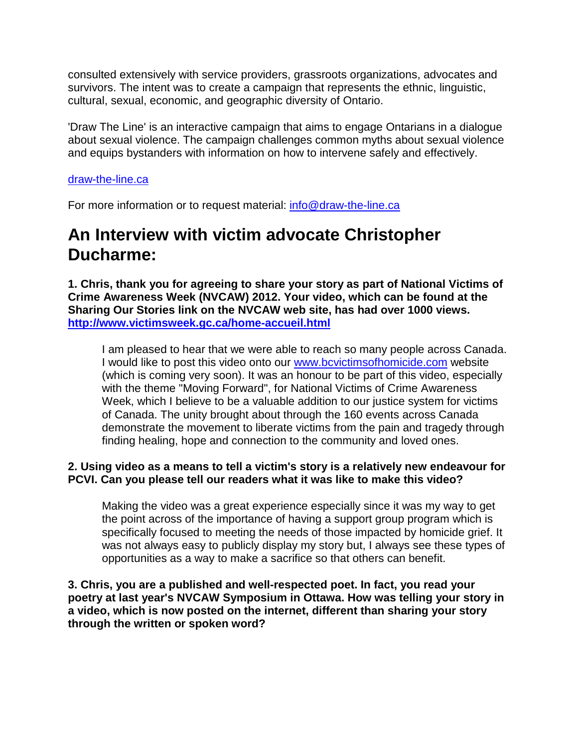consulted extensively with service providers, grassroots organizations, advocates and survivors. The intent was to create a campaign that represents the ethnic, linguistic, cultural, sexual, economic, and geographic diversity of Ontario.

'Draw The Line' is an interactive campaign that aims to engage Ontarians in a dialogue about sexual violence. The campaign challenges common myths about sexual violence and equips bystanders with information on how to intervene safely and effectively.

[draw-the-line.ca](http://draw-the-line.ca)

For more information or to request material: [info@draw-the-line.ca](mailto:info@draw-the-line.ca)

# An Interview with victim advocate Christopher Ducharme:

**1. Chris, thank you for agreeing to share your story as part of National Victims of Crime Awareness Week (NVCAW) 2012. Your video, which can be found at the Sharing Our Stories link on the NVCAW web site, has had over 1000 views. [http://www.victimsweek.gc.ca/home-accueil.html](http://www.victimsweek.gc.ca/home-accueil.html)**

> I am pleased to hear that we were able to reach so many people across Canada. I would like to post this video onto our [www.bcvictimsofhomicide.com](http://www.bcvictimsofhomicide.com) website (which is coming very soon). It was an honour to be part of this video, especially with the theme "Moving Forward", for National Victims of Crime Awareness Week, which I believe to be a valuable addition to our justice system for victims of Canada. The unity brought about through the 160 events across Canada demonstrate the movement to liberate victims from the pain and tragedy through finding healing, hope and connection to the community and loved ones.

**2. Using video as a means to tell a victim's story is a relatively new endeavour for PCVI. Can you please tell our readers what it was like to make this video?**

> Making the video was a great experience especially since it was my way to get the point across of the importance of having a support group program which is specifically focused to meeting the needs of those impacted by homicide grief. It was not always easy to publicly display my story but, I always see these types of opportunities as a way to make a sacrifice so that others can benefit.

**3. Chris, you are a published and well-respected poet. In fact, you read your poetry at last year's NVCAW Symposium in Ottawa. How was telling your story in a video, which is now posted on the internet, different than sharing your story through the written or spoken word?**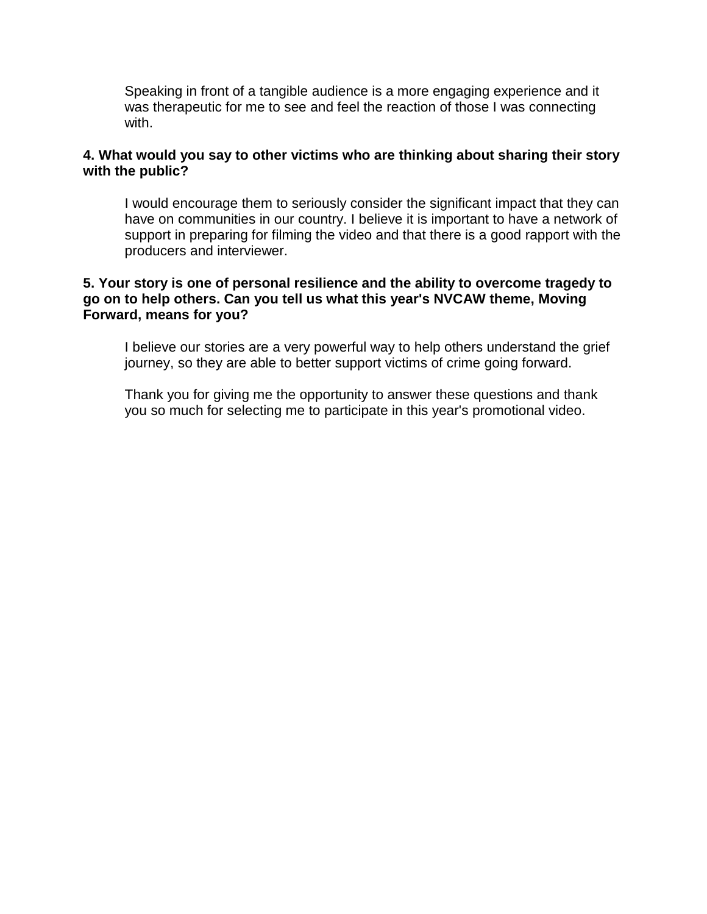Speaking in front of a tangible audience is a more engaging experience and it was therapeutic for me to see and feel the reaction of those I was connecting with.

**4. What would you say to other victims who are thinking about sharing their story with the public?**

I would encourage them to seriously consider the significant impact that they can have on communities in our country. I believe it is important to have a network of support in preparing for filming the video and that there is a good rapport with the producers and interviewer.

**5. Your story is one of personal resilience and the ability to overcome tragedy to go on to help others. Can you tell us what this year's NVCAW theme, Moving Forward, means for you?**

I believe our stories are a very powerful way to help others understand the grief journey, so they are able to better support victims of crime going forward.

Thank you for giving me the opportunity to answer these questions and thank you so much for selecting me to participate in this year's promotional video.